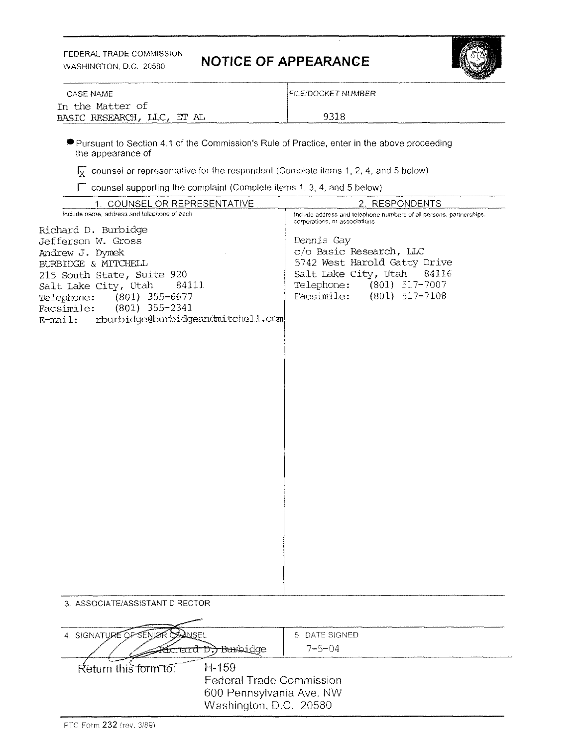FEDERAL TRADE COMMISSION
WASHINGTON, D.C. 20580

# NOTICE OF APPEARANCE

| CASE NAME | FILE/DOCKET NUMBER |
| --- | --- |
| In the Matter of BASIC RESEARCH, LLC, ET AL | 9318 |

- Pursuant to Section 4.1 of the Commission's Rule of Practice, enter in the above proceeding the appearance of

  - [X] counsel or representative for the respondent (Complete items 1, 2, 4, and 5 below)
  - [ ] counsel supporting the complaint (Complete items 1, 3, 4, and 5 below)

| 1. COUNSEL OR REPRESENTATIVE | 2. RESPONDENTS |
| --- | --- |
| Include name, address and telephone of each | Include address and telephone numbers of all persons, partnerships, corporations, or associations |
| Richard D. Burbidge<br>Jefferson W. Gross<br>Andrew J. Dymek<br>BURBIDGE & MITCHELL<br>215 South State, Suite 920<br>Salt Lake City, Utah 84111<br>Telephone: (801) 355-6677<br>Facsimile: (801) 355-2341<br>E-mail: rburbidge@burbidgeandmitchell.com | Dennis Gay<br>c/o Basic Research, LLC<br>5742 West Harold Gatty Drive<br>Salt Lake City, Utah 84116<br>Telephone: (801) 517-7007<br>Facsimile: (801) 517-7108 |

3. ASSOCIATE/ASSISTANT DIRECTOR

| 4. SIGNATURE OF SENIOR COUNSEL | 5. DATE SIGNED |
| --- | --- |
| Richard D. Burbidge | 7-5-04 |

Return this form to: H-159
Federal Trade Commission
600 Pennsylvania Ave. NW
Washington, D.C. 20580

FTC Form 232 (rev. 3/89)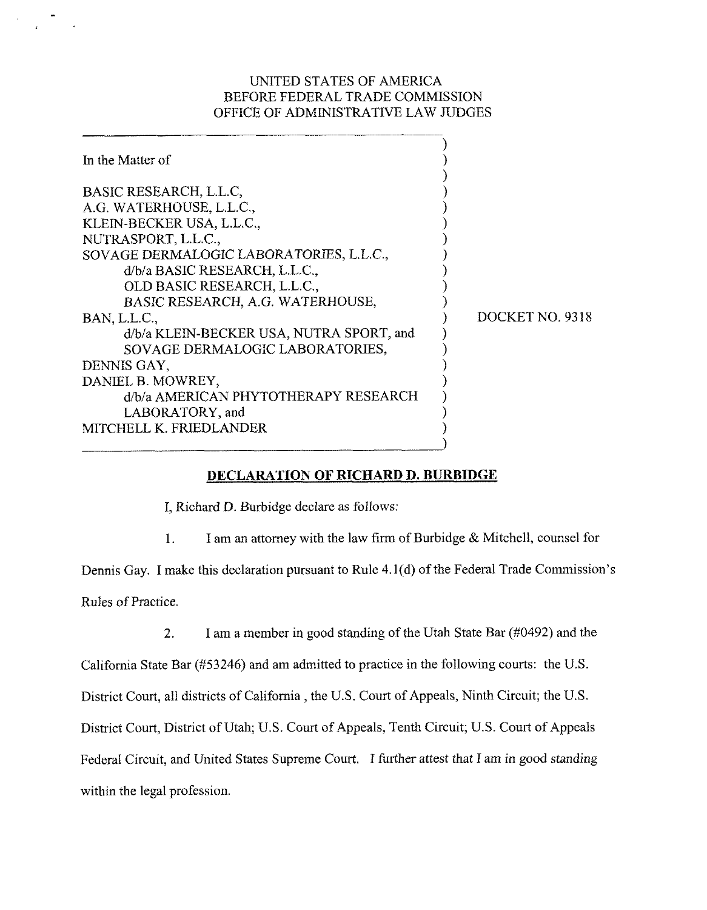UNITED STATES OF AMERICA
BEFORE FEDERAL TRADE COMMISSION
OFFICE OF ADMINISTRATIVE LAW JUDGES

| | |
|---|---|
| In the Matter of<br><br>BASIC RESEARCH, L.L.C,<br>A.G. WATERHOUSE, L.L.C.,<br>KLEIN-BECKER USA, L.L.C.,<br>NUTRASPORT, L.L.C.,<br>SOVAGE DERMALOGIC LABORATORIES, L.L.C.,<br>d/b/a BASIC RESEARCH, L.L.C.,<br>OLD BASIC RESEARCH, L.L.C.,<br>BASIC RESEARCH, A.G. WATERHOUSE,<br>BAN, L.L.C.,<br>d/b/a KLEIN-BECKER USA, NUTRA SPORT, and<br>SOVAGE DERMALOGIC LABORATORIES,<br>DENNIS GAY,<br>DANIEL B. MOWREY,<br>d/b/a AMERICAN PHYTOTHERAPY RESEARCH<br>LABORATORY, and<br>MITCHELL K. FRIEDLANDER | DOCKET NO. 9318 |

## DECLARATION OF RICHARD D. BURBIDGE

I, Richard D. Burbidge declare as follows:

1. I am an attorney with the law firm of Burbidge & Mitchell, counsel for Dennis Gay. I make this declaration pursuant to Rule 4.1(d) of the Federal Trade Commission's Rules of Practice.

2. I am a member in good standing of the Utah State Bar (#0492) and the California State Bar (#53246) and am admitted to practice in the following courts: the U.S. District Court, all districts of California , the U.S. Court of Appeals, Ninth Circuit; the U.S. District Court, District of Utah; U.S. Court of Appeals, Tenth Circuit; U.S. Court of Appeals Federal Circuit, and United States Supreme Court. I further attest that I am in good standing within the legal profession.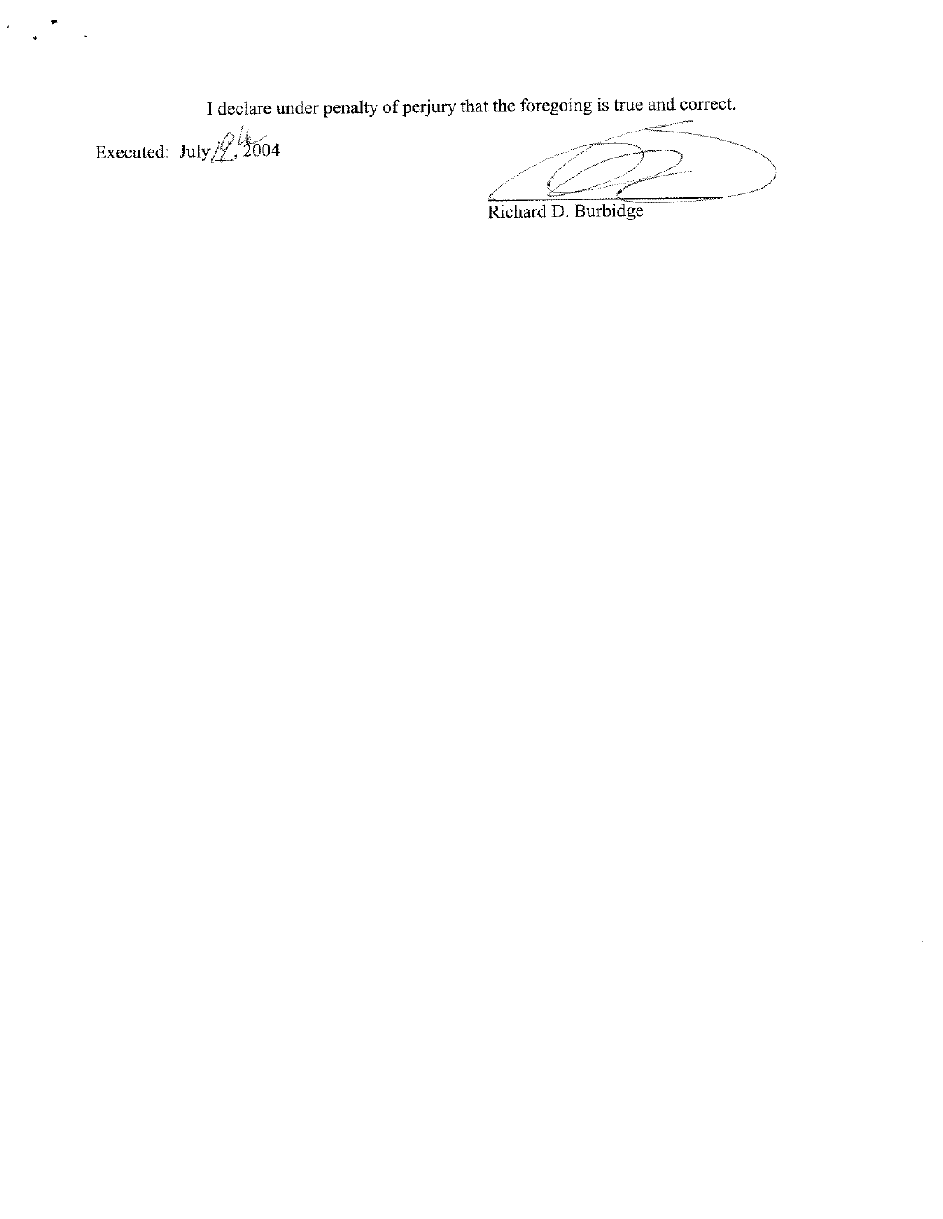I declare under penalty of perjury that the foregoing is true and correct.

Executed: July 26, 2004

Richard D. Burbidge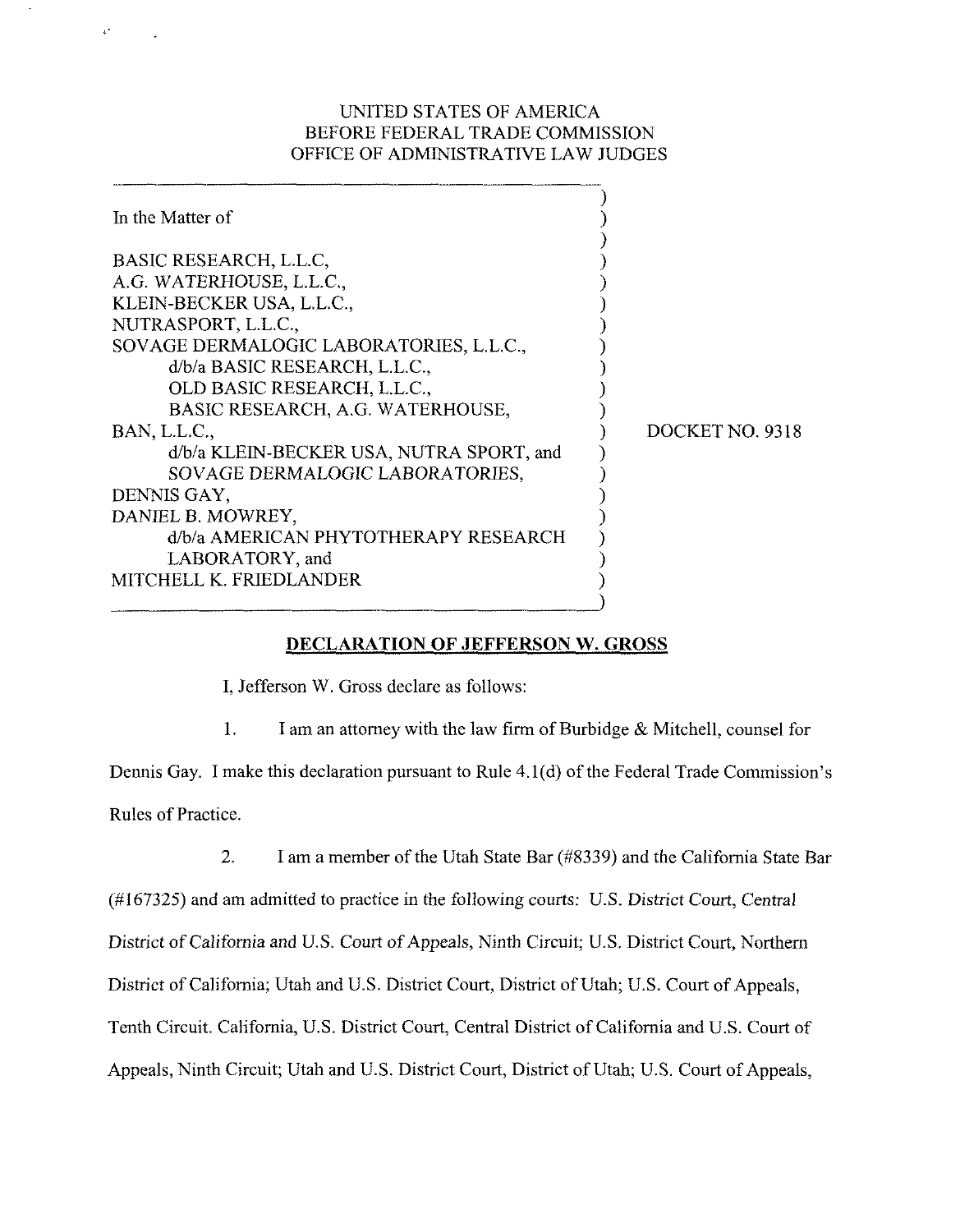UNITED STATES OF AMERICA
BEFORE FEDERAL TRADE COMMISSION
OFFICE OF ADMINISTRATIVE LAW JUDGES

| | |
|---|---|
| In the Matter of<br><br>BASIC RESEARCH, L.L.C,<br>A.G. WATERHOUSE, L.L.C.,<br>KLEIN-BECKER USA, L.L.C.,<br>NUTRASPORT, L.L.C.,<br>SOVAGE DERMALOGIC LABORATORIES, L.L.C.,<br>d/b/a BASIC RESEARCH, L.L.C.,<br>OLD BASIC RESEARCH, L.L.C.,<br>BASIC RESEARCH, A.G. WATERHOUSE,<br>BAN, L.L.C.,<br>d/b/a KLEIN-BECKER USA, NUTRA SPORT, and<br>SOVAGE DERMALOGIC LABORATORIES,<br>DENNIS GAY,<br>DANIEL B. MOWREY,<br>d/b/a AMERICAN PHYTOTHERAPY RESEARCH<br>LABORATORY, and<br>MITCHELL K. FRIEDLANDER | DOCKET NO. 9318 |

**DECLARATION OF JEFFERSON W. GROSS**

I, Jefferson W. Gross declare as follows:

1. I am an attorney with the law firm of Burbidge & Mitchell, counsel for Dennis Gay. I make this declaration pursuant to Rule 4.1(d) of the Federal Trade Commission's Rules of Practice.

2. I am a member of the Utah State Bar (#8339) and the California State Bar (#167325) and am admitted to practice in the following courts: U.S. District Court, Central District of California and U.S. Court of Appeals, Ninth Circuit; U.S. District Court, Northern District of California; Utah and U.S. District Court, District of Utah; U.S. Court of Appeals, Tenth Circuit. California, U.S. District Court, Central District of California and U.S. Court of Appeals, Ninth Circuit; Utah and U.S. District Court, District of Utah; U.S. Court of Appeals,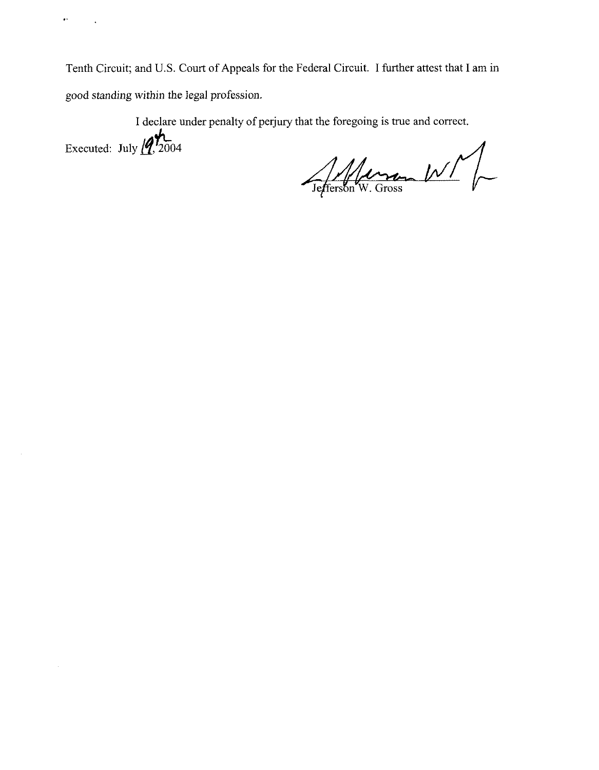Tenth Circuit; and U.S. Court of Appeals for the Federal Circuit. I further attest that I am in good standing within the legal profession.

I declare under penalty of perjury that the foregoing is true and correct.

Executed: July 19th, 2004

Jefferson W. Gross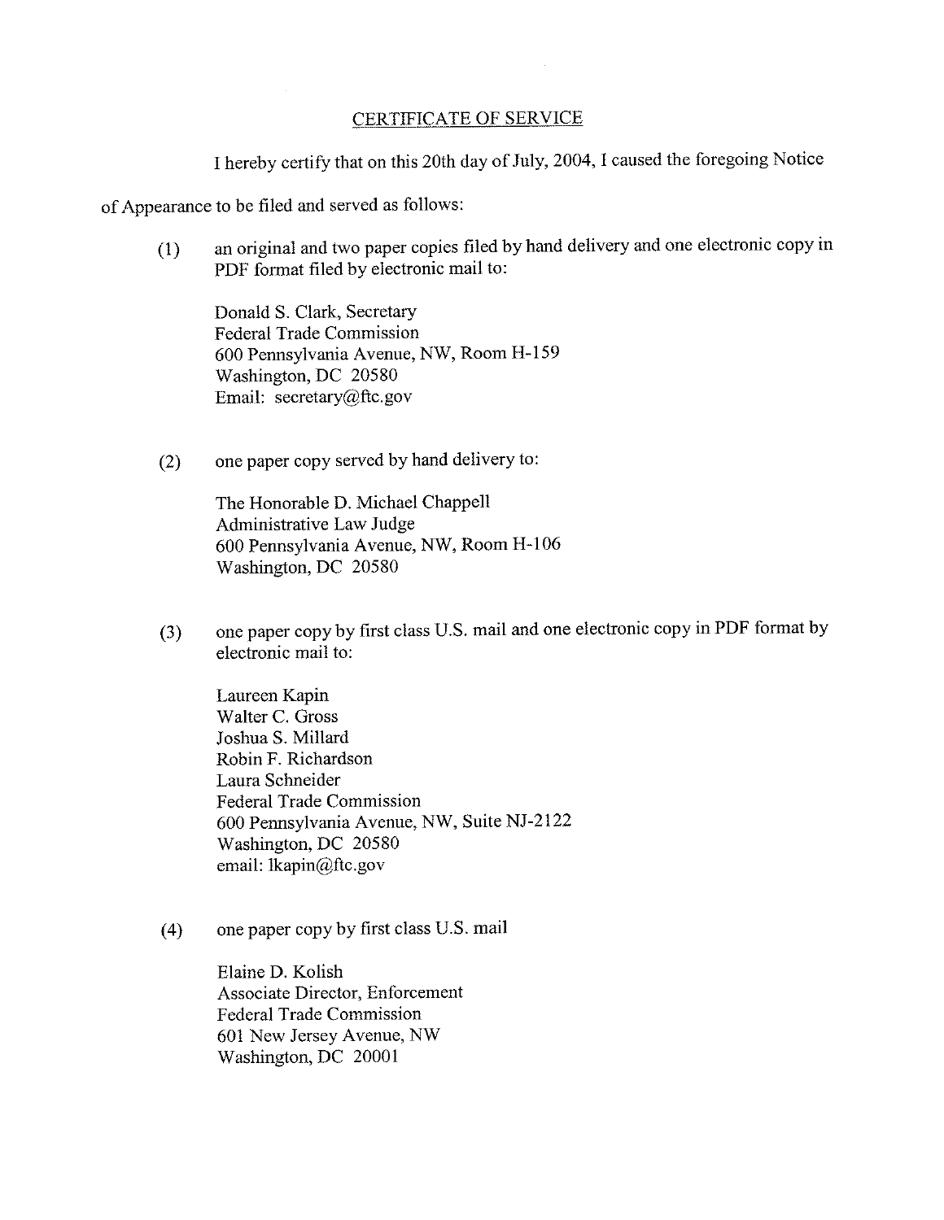## CERTIFICATE OF SERVICE

I hereby certify that on this 20th day of July, 2004, I caused the foregoing Notice of Appearance to be filed and served as follows:

(1) an original and two paper copies filed by hand delivery and one electronic copy in PDF format filed by electronic mail to:

Donald S. Clark, Secretary
Federal Trade Commission
600 Pennsylvania Avenue, NW, Room H-159
Washington, DC 20580
Email: secretary@ftc.gov

(2) one paper copy served by hand delivery to:

The Honorable D. Michael Chappell
Administrative Law Judge
600 Pennsylvania Avenue, NW, Room H-106
Washington, DC 20580

(3) one paper copy by first class U.S. mail and one electronic copy in PDF format by electronic mail to:

Laureen Kapin
Walter C. Gross
Joshua S. Millard
Robin F. Richardson
Laura Schneider
Federal Trade Commission
600 Pennsylvania Avenue, NW, Suite NJ-2122
Washington, DC 20580
email: lkapin@ftc.gov

(4) one paper copy by first class U.S. mail

Elaine D. Kolish
Associate Director, Enforcement
Federal Trade Commission
601 New Jersey Avenue, NW
Washington, DC 20001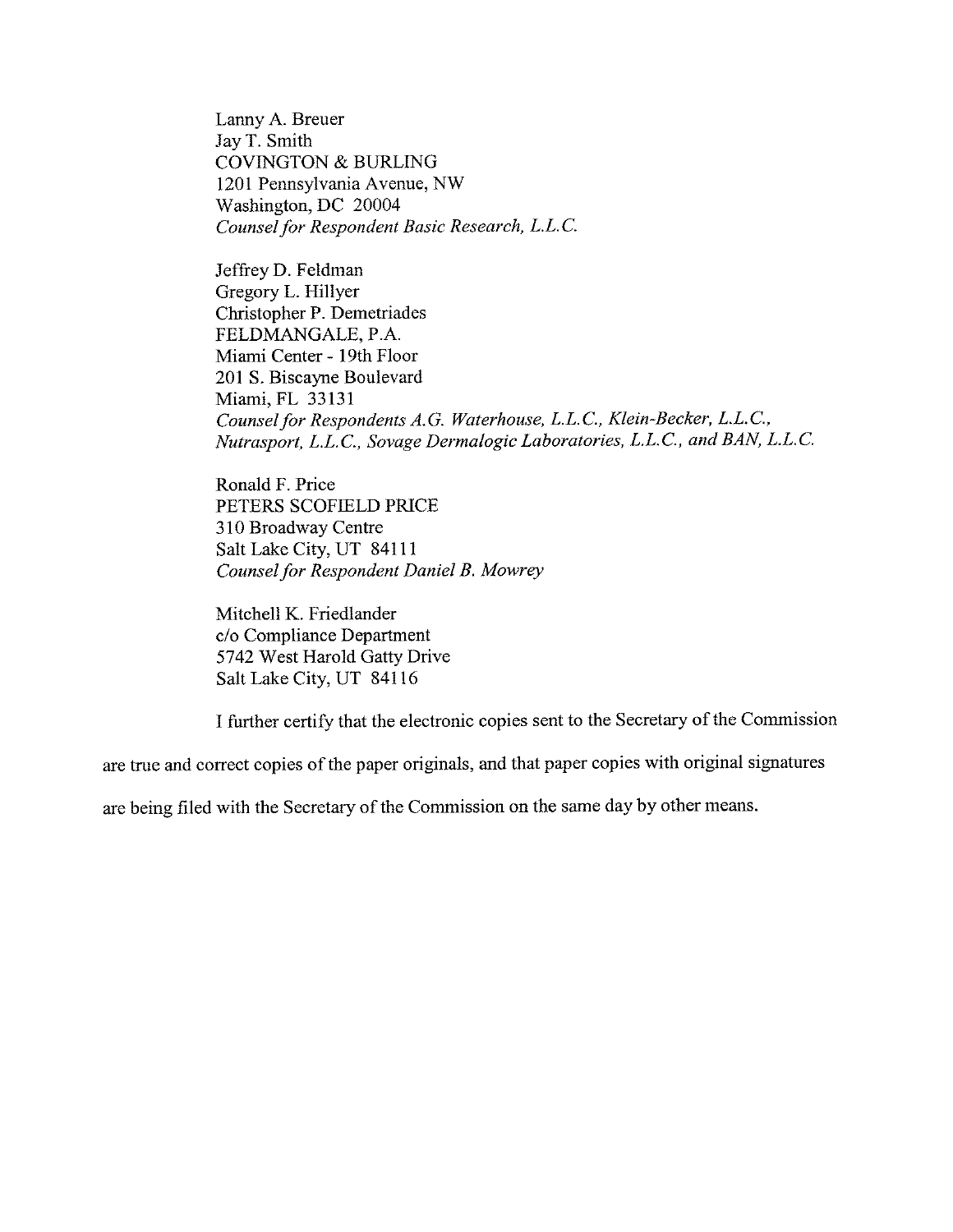Lanny A. Breuer
Jay T. Smith
COVINGTON & BURLING
1201 Pennsylvania Avenue, NW
Washington, DC 20004
*Counsel for Respondent Basic Research, L.L.C.*

Jeffrey D. Feldman
Gregory L. Hillyer
Christopher P. Demetriades
FELDMANGALE, P.A.
Miami Center - 19th Floor
201 S. Biscayne Boulevard
Miami, FL 33131
*Counsel for Respondents A.G. Waterhouse, L.L.C., Klein-Becker, L.L.C., Nutrasport, L.L.C., Sovage Dermalogic Laboratories, L.L.C., and BAN, L.L.C.*

Ronald F. Price
PETERS SCOFIELD PRICE
310 Broadway Centre
Salt Lake City, UT 84111
*Counsel for Respondent Daniel B. Mowrey*

Mitchell K. Friedlander
c/o Compliance Department
5742 West Harold Gatty Drive
Salt Lake City, UT 84116

I further certify that the electronic copies sent to the Secretary of the Commission are true and correct copies of the paper originals, and that paper copies with original signatures are being filed with the Secretary of the Commission on the same day by other means.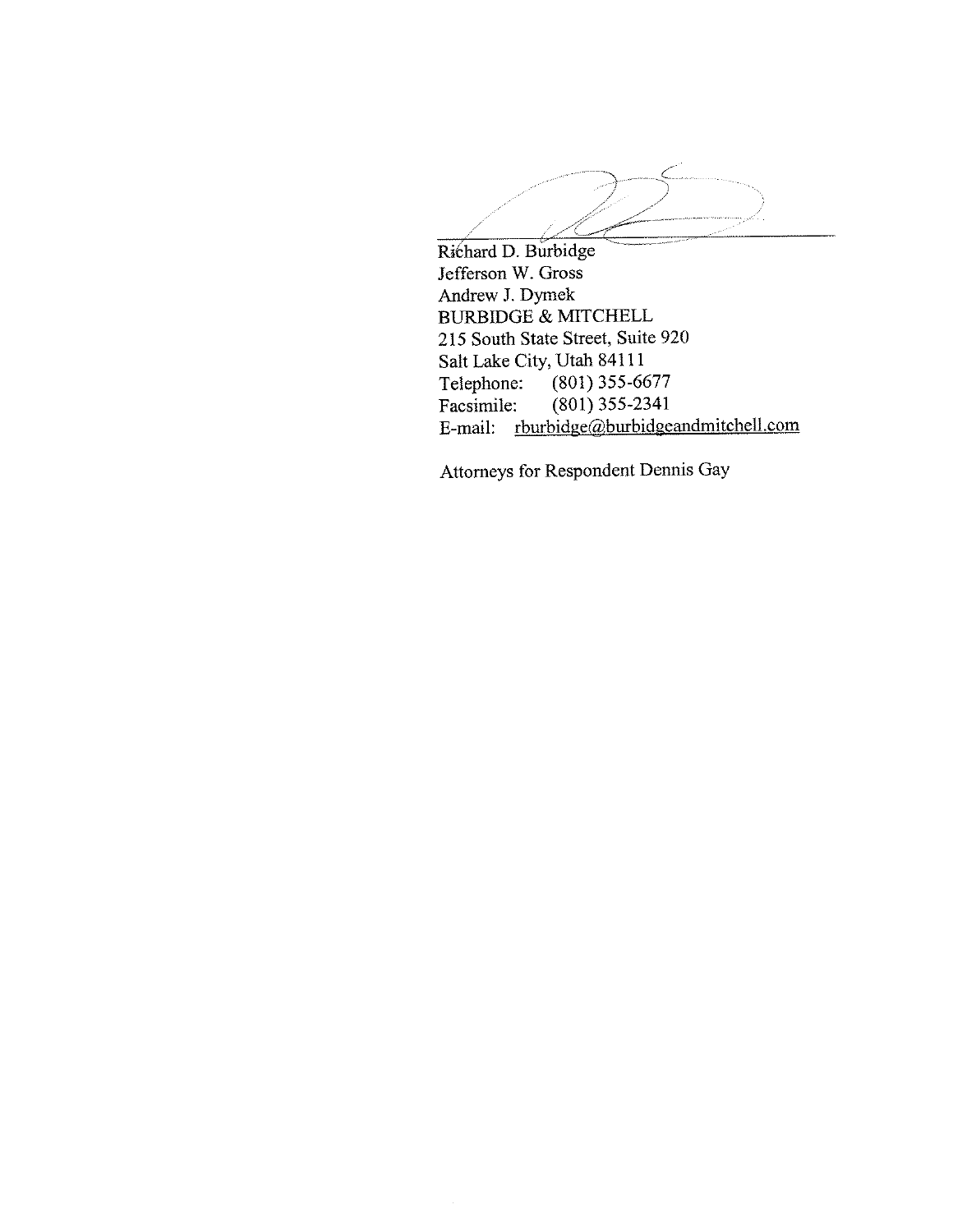Richard D. Burbidge
Jefferson W. Gross
Andrew J. Dymek
BURBIDGE & MITCHELL
215 South State Street, Suite 920
Salt Lake City, Utah 84111
Telephone: (801) 355-6677
Facsimile: (801) 355-2341
E-mail: rburbidge@burbidgeandmitchell.com

Attorneys for Respondent Dennis Gay